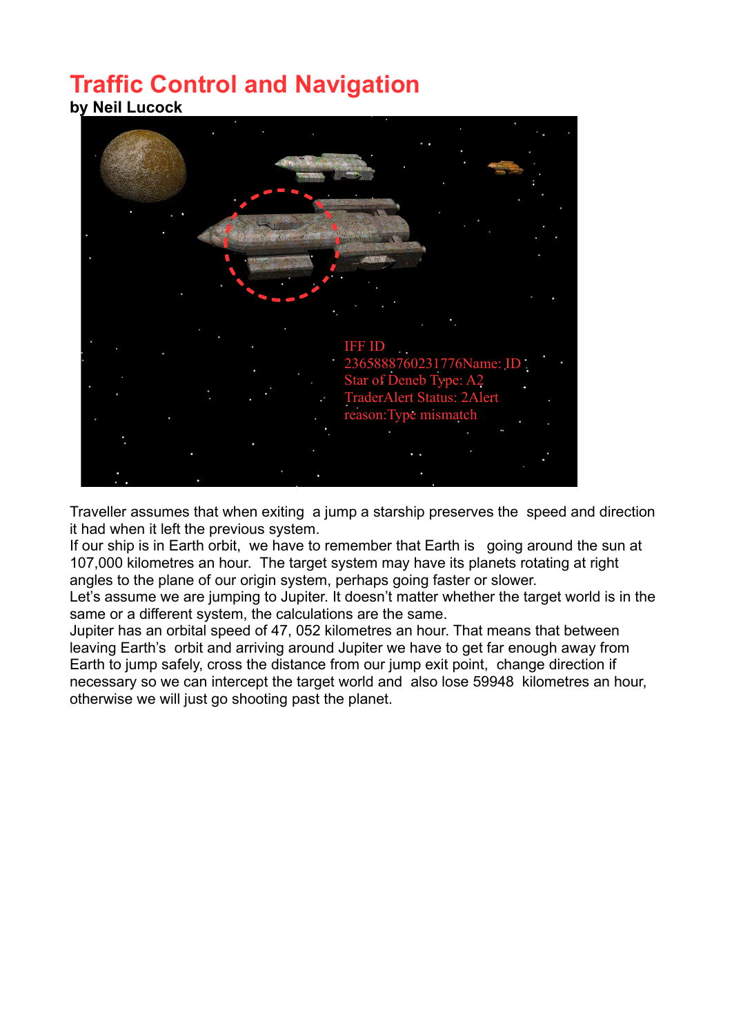# Traffic Control and Navigation

**by Neil Lucock**

Traveller assumes that when exiting a jump a starship preserves the speed and direction it had when it left the previous system.

If our ship is in Earth orbit, we have to remember that Earth is going around the sun at 107,000 kilometres an hour. The target system may have its planets rotating at right angles to the plane of our origin system, perhaps going faster or slower.

Let's assume we are jumping to Jupiter. It doesn't matter whether the target world is in the same or a different system, the calculations are the same.

Jupiter has an orbital speed of 47, 052 kilometres an hour. That means that between leaving Earth's orbit and arriving around Jupiter we have to get far enough away from Earth to jump safely, cross the distance from our jump exit point, change direction if necessary so we can intercept the target world and also lose 59948 kilometres an hour, otherwise we will just go shooting past the planet.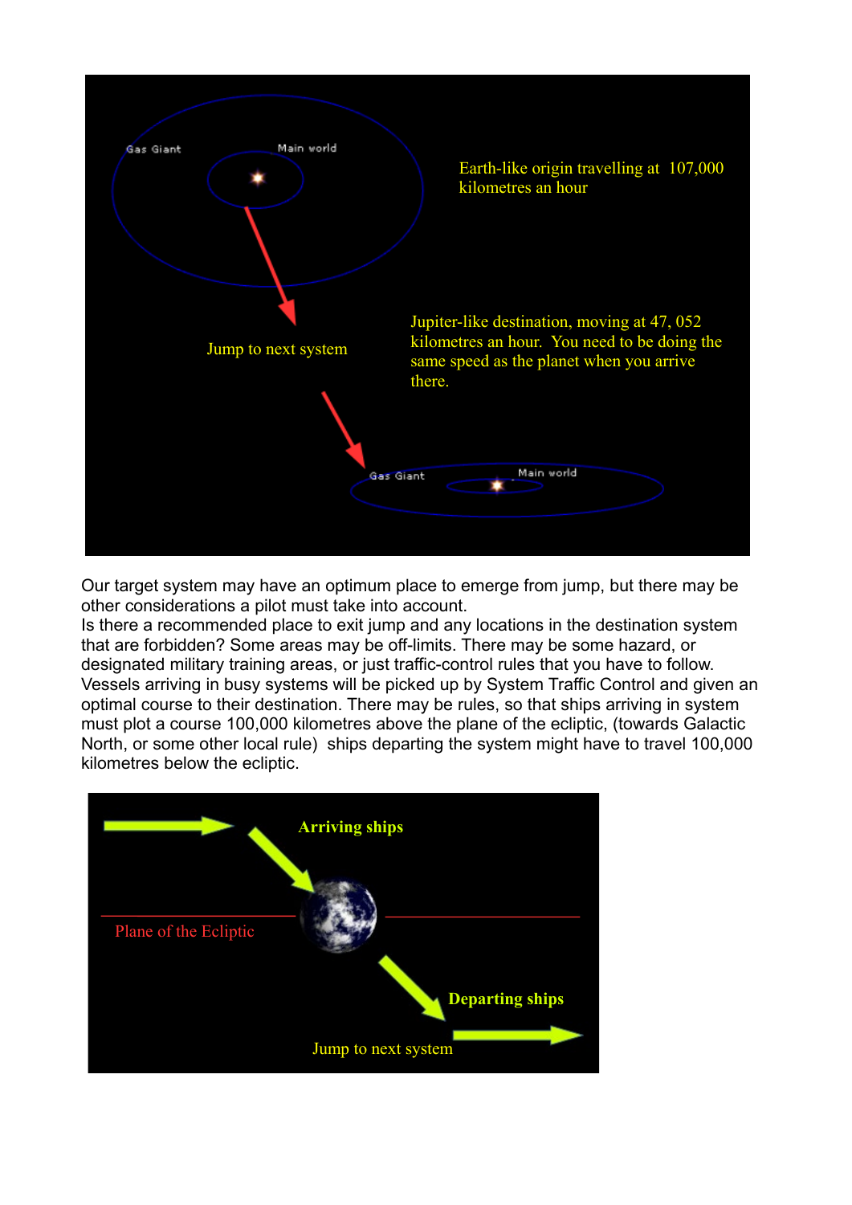Our target system may have an optimum place to emerge from jump, but there may be other considerations a pilot must take into account.
Is there a recommended place to exit jump and any locations in the destination system that are forbidden? Some areas may be off-limits. There may be some hazard, or designated military training areas, or just traffic-control rules that you have to follow. Vessels arriving in busy systems will be picked up by System Traffic Control and given an optimal course to their destination. There may be rules, so that ships arriving in system must plot a course 100,000 kilometres above the plane of the ecliptic, (towards Galactic North, or some other local rule) ships departing the system might have to travel 100,000 kilometres below the ecliptic.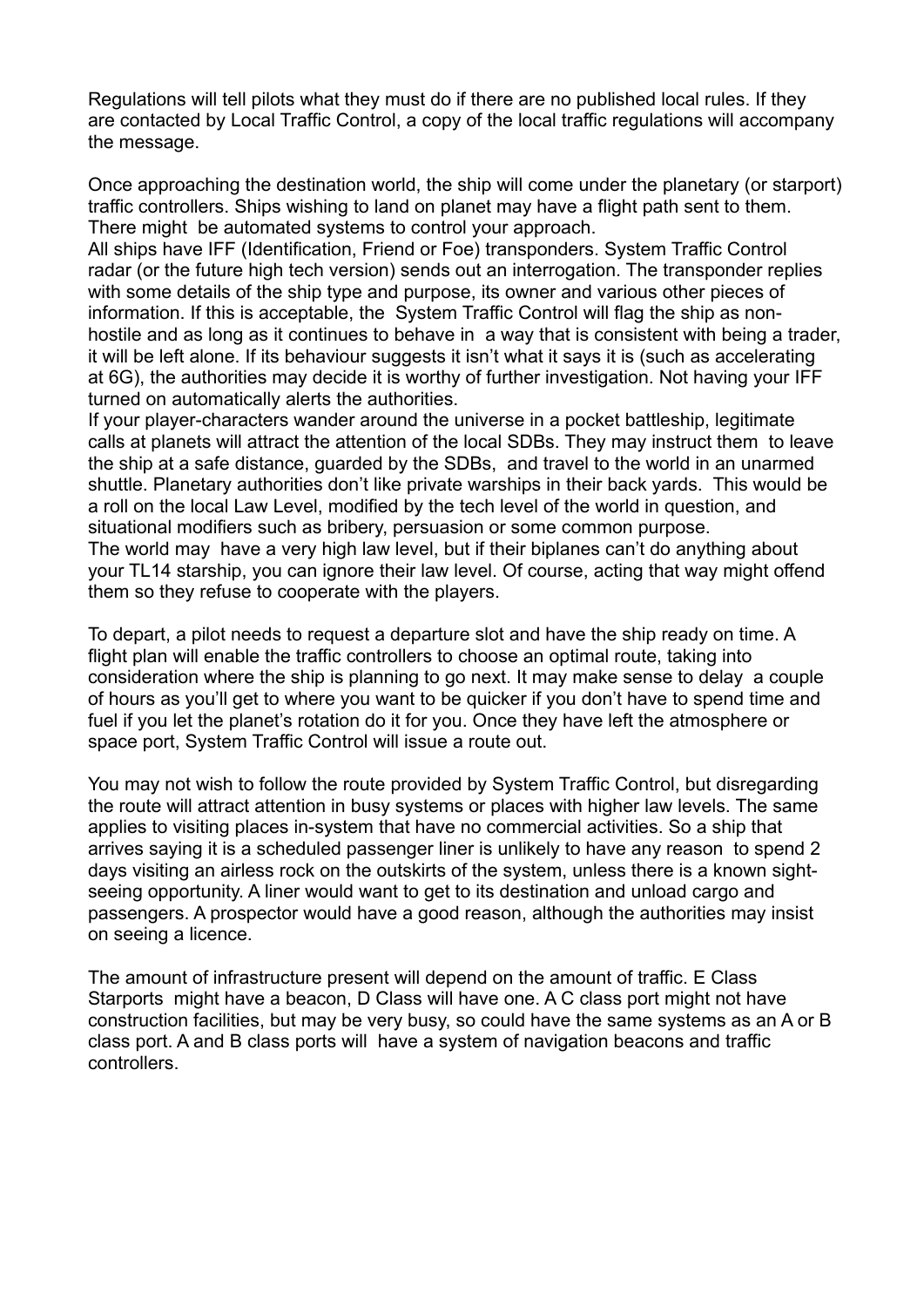Regulations will tell pilots what they must do if there are no published local rules. If they are contacted by Local Traffic Control, a copy of the local traffic regulations will accompany the message.

Once approaching the destination world, the ship will come under the planetary (or starport) traffic controllers. Ships wishing to land on planet may have a flight path sent to them. There might be automated systems to control your approach.
All ships have IFF (Identification, Friend or Foe) transponders. System Traffic Control radar (or the future high tech version) sends out an interrogation. The transponder replies with some details of the ship type and purpose, its owner and various other pieces of information. If this is acceptable, the System Traffic Control will flag the ship as non-hostile and as long as it continues to behave in a way that is consistent with being a trader, it will be left alone. If its behaviour suggests it isn't what it says it is (such as accelerating at 6G), the authorities may decide it is worthy of further investigation. Not having your IFF turned on automatically alerts the authorities.
If your player-characters wander around the universe in a pocket battleship, legitimate calls at planets will attract the attention of the local SDBs. They may instruct them to leave the ship at a safe distance, guarded by the SDBs, and travel to the world in an unarmed shuttle. Planetary authorities don't like private warships in their back yards. This would be a roll on the local Law Level, modified by the tech level of the world in question, and situational modifiers such as bribery, persuasion or some common purpose.
The world may have a very high law level, but if their biplanes can't do anything about your TL14 starship, you can ignore their law level. Of course, acting that way might offend them so they refuse to cooperate with the players.

To depart, a pilot needs to request a departure slot and have the ship ready on time. A flight plan will enable the traffic controllers to choose an optimal route, taking into consideration where the ship is planning to go next. It may make sense to delay a couple of hours as you'll get to where you want to be quicker if you don't have to spend time and fuel if you let the planet's rotation do it for you. Once they have left the atmosphere or space port, System Traffic Control will issue a route out.

You may not wish to follow the route provided by System Traffic Control, but disregarding the route will attract attention in busy systems or places with higher law levels. The same applies to visiting places in-system that have no commercial activities. So a ship that arrives saying it is a scheduled passenger liner is unlikely to have any reason to spend 2 days visiting an airless rock on the outskirts of the system, unless there is a known sight-seeing opportunity. A liner would want to get to its destination and unload cargo and passengers. A prospector would have a good reason, although the authorities may insist on seeing a licence.

The amount of infrastructure present will depend on the amount of traffic. E Class Starports might have a beacon, D Class will have one. A C class port might not have construction facilities, but may be very busy, so could have the same systems as an A or B class port. A and B class ports will have a system of navigation beacons and traffic controllers.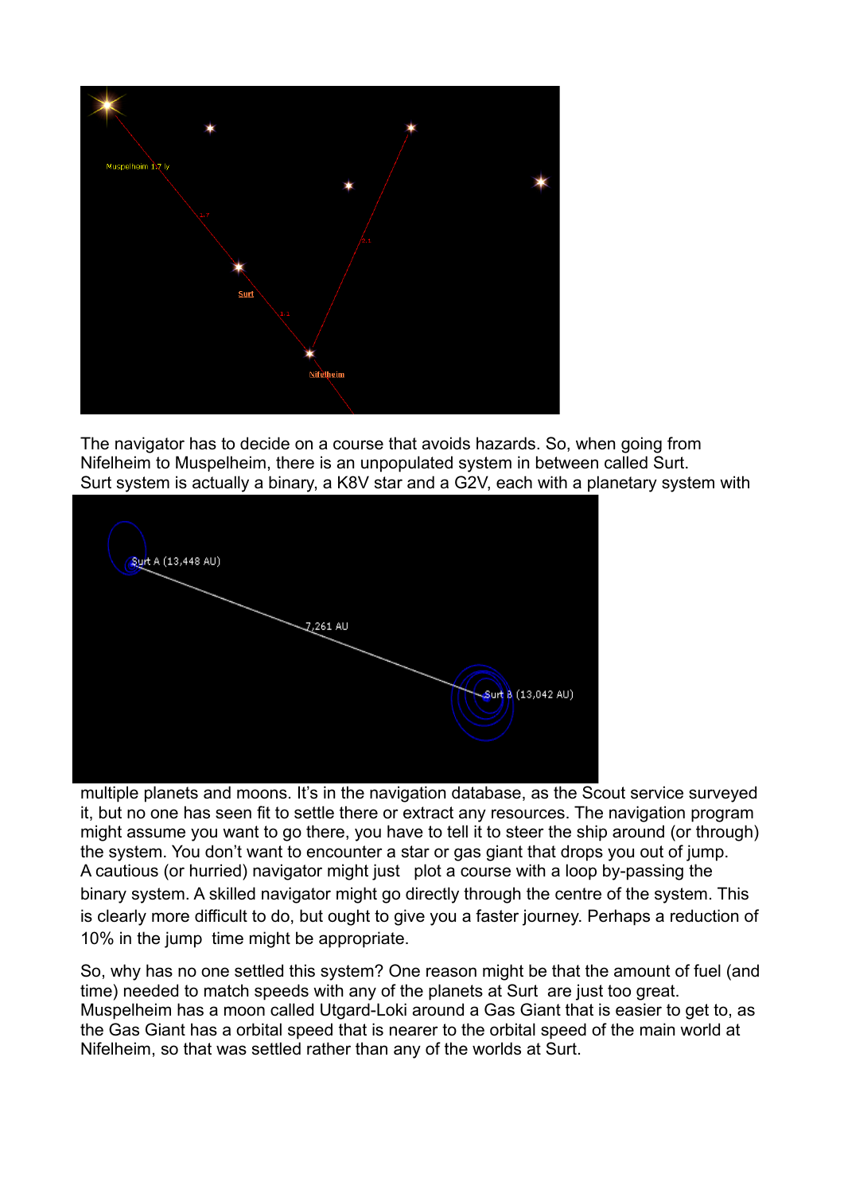The navigator has to decide on a course that avoids hazards. So, when going from Nifelheim to Muspelheim, there is an unpopulated system in between called Surt. Surt system is actually a binary, a K8V star and a G2V, each with a planetary system with multiple planets and moons. It's in the navigation database, as the Scout service surveyed it, but no one has seen fit to settle there or extract any resources. The navigation program might assume you want to go there, you have to tell it to steer the ship around (or through) the system. You don't want to encounter a star or gas giant that drops you out of jump. A cautious (or hurried) navigator might just plot a course with a loop by-passing the binary system. A skilled navigator might go directly through the centre of the system. This is clearly more difficult to do, but ought to give you a faster journey. Perhaps a reduction of 10% in the jump time might be appropriate.

So, why has no one settled this system? One reason might be that the amount of fuel (and time) needed to match speeds with any of the planets at Surt are just too great. Muspelheim has a moon called Utgard-Loki around a Gas Giant that is easier to get to, as the Gas Giant has a orbital speed that is nearer to the orbital speed of the main world at Nifelheim, so that was settled rather than any of the worlds at Surt.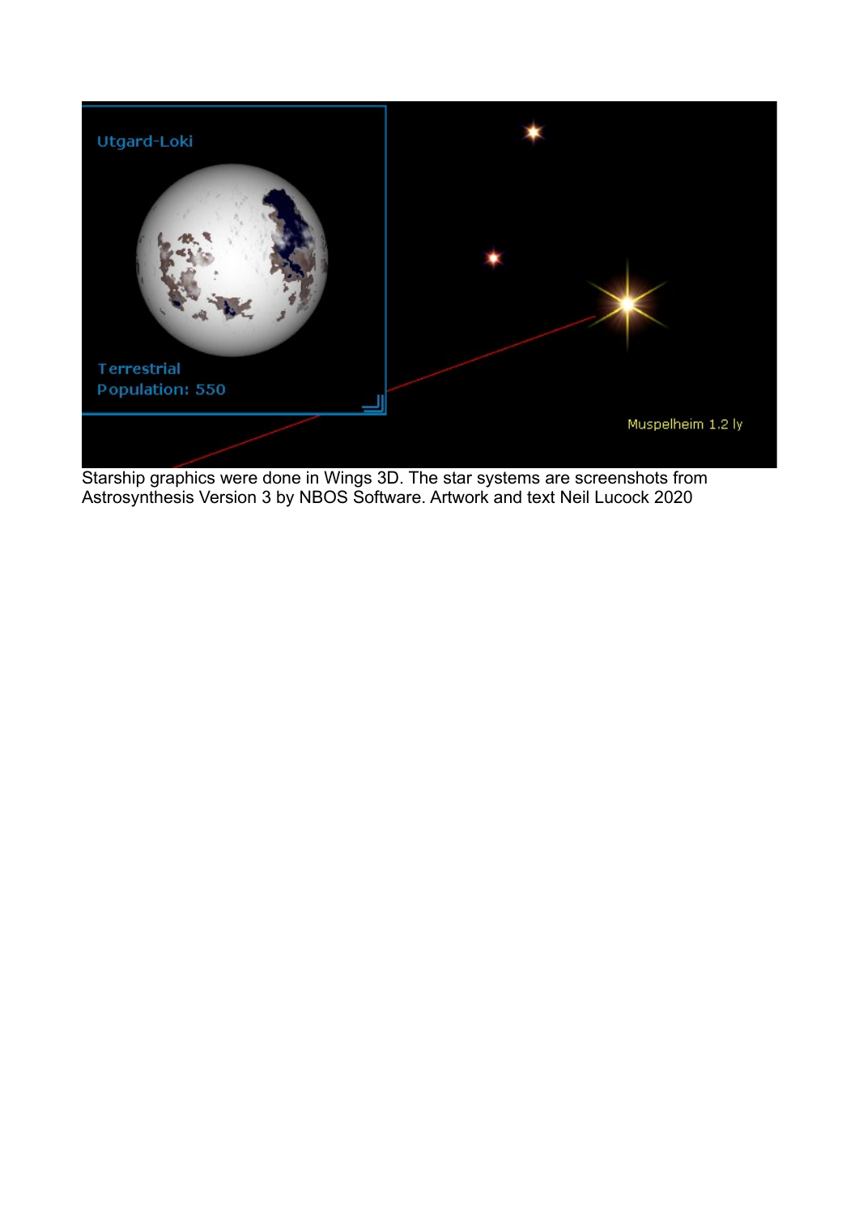Utgard-Loki

Terrestrial
Population: 550

Muspelheim 1.2 ly

Starship graphics were done in Wings 3D. The star systems are screenshots from Astrosynthesis Version 3 by NBOS Software. Artwork and text Neil Lucock 2020